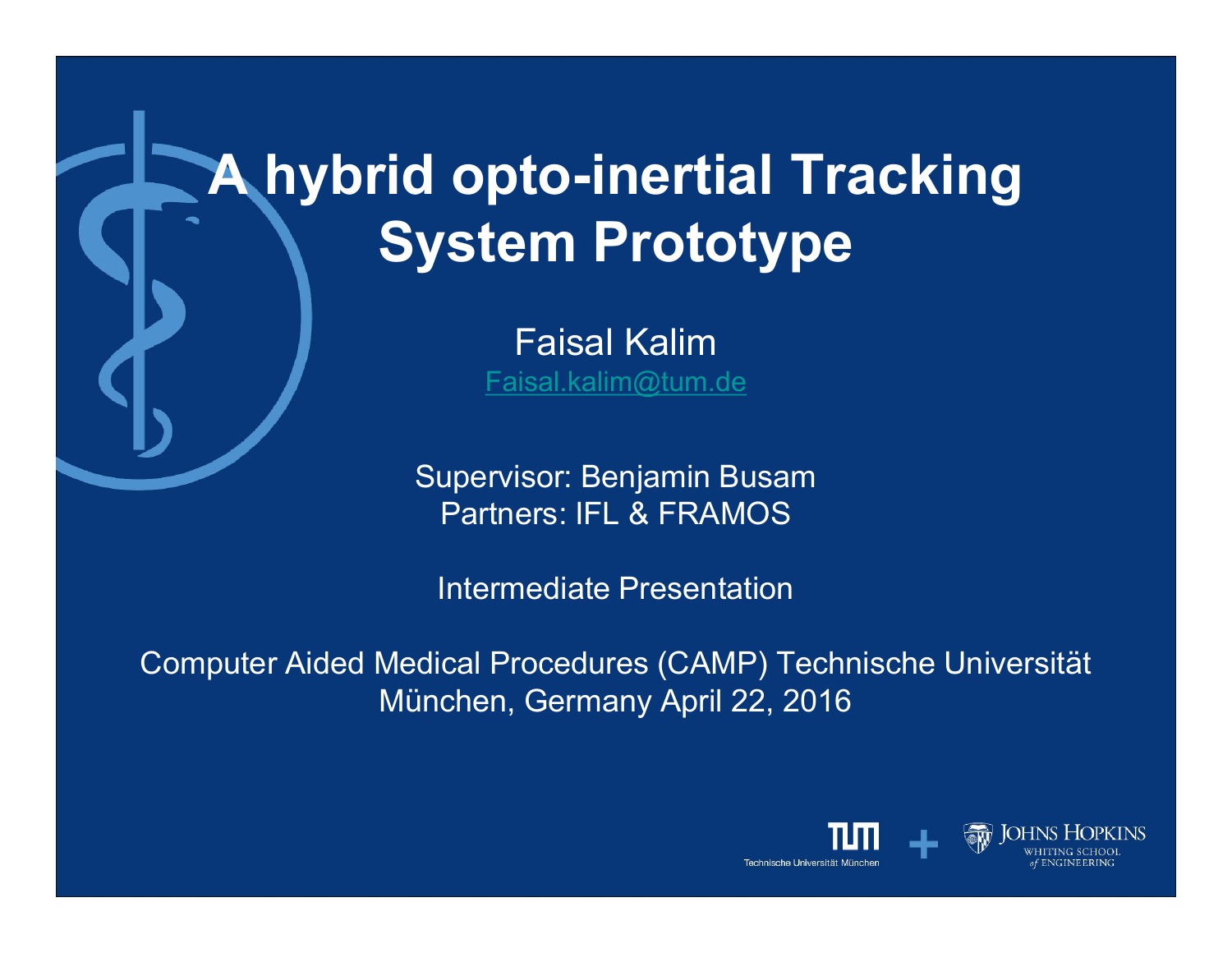# A hybrid opto-inertial Tracking System Prototype

Faisal Kalim

Faisal.kalim@tum.de

Supervisor: Benjamin Busam

Partners: IFL & FRAMOS

Intermediate Presentation

Computer Aided Medical Procedures (CAMP) Technische Universität München, Germany April 22, 2016

Technische Universität München + Johns Hopkins Whiting School of Engineering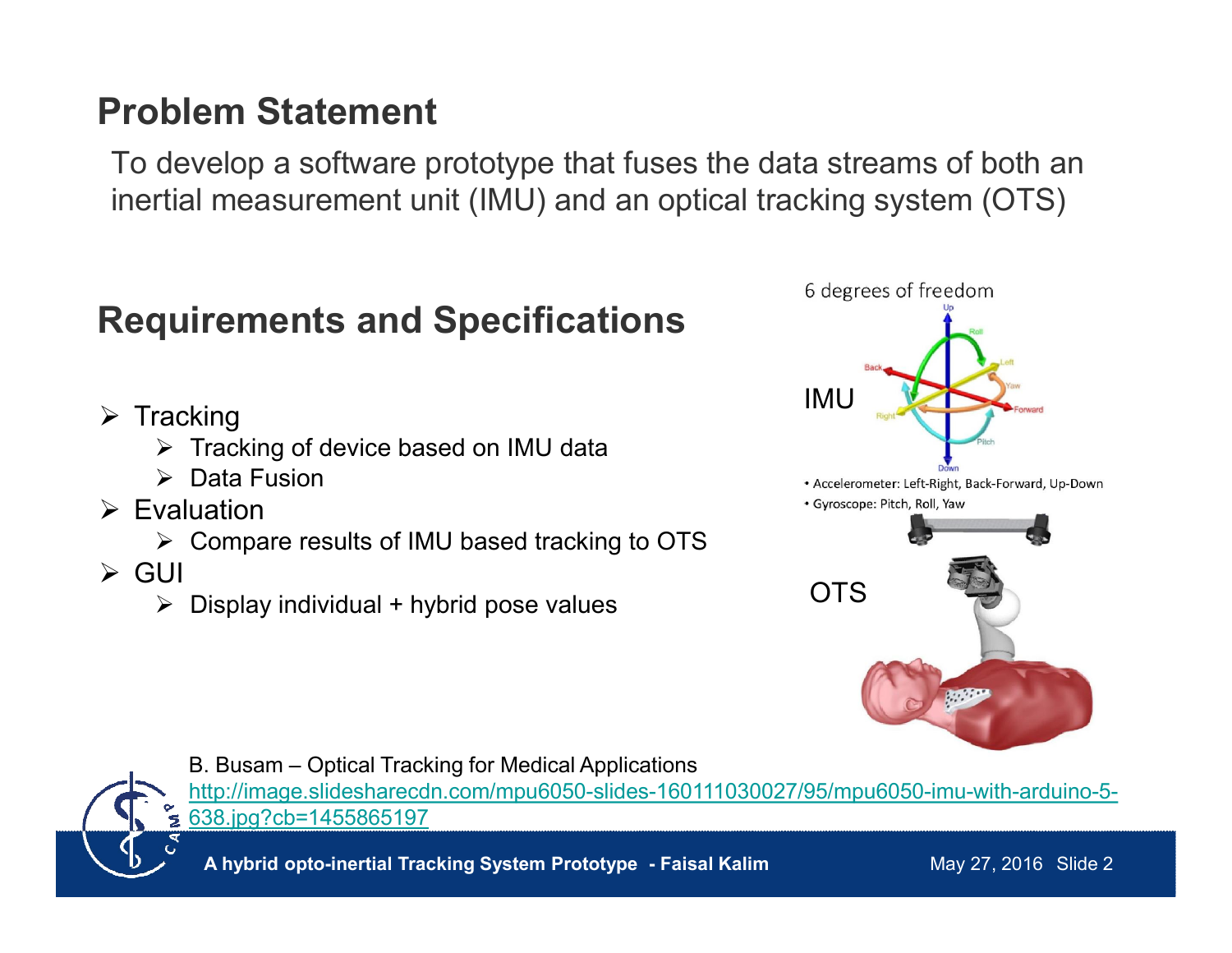## Problem Statement

To develop a software prototype that fuses the data streams of both an inertial measurement unit (IMU) and an optical tracking system (OTS)

## Requirements and Specifications

- Tracking
  - Tracking of device based on IMU data
  - Data Fusion
- Evaluation
  - Compare results of IMU based tracking to OTS
- GUI
  - Display individual + hybrid pose values

6 degrees of freedom

IMU

- Accelerometer: Left-Right, Back-Forward, Up-Down
- Gyroscope: Pitch, Roll, Yaw

OTS

B. Busam – Optical Tracking for Medical Applications
http://image.slidesharecdn.com/mpu6050-slides-160111030027/95/mpu6050-imu-with-arduino-5-638.jpg?cb=1455865197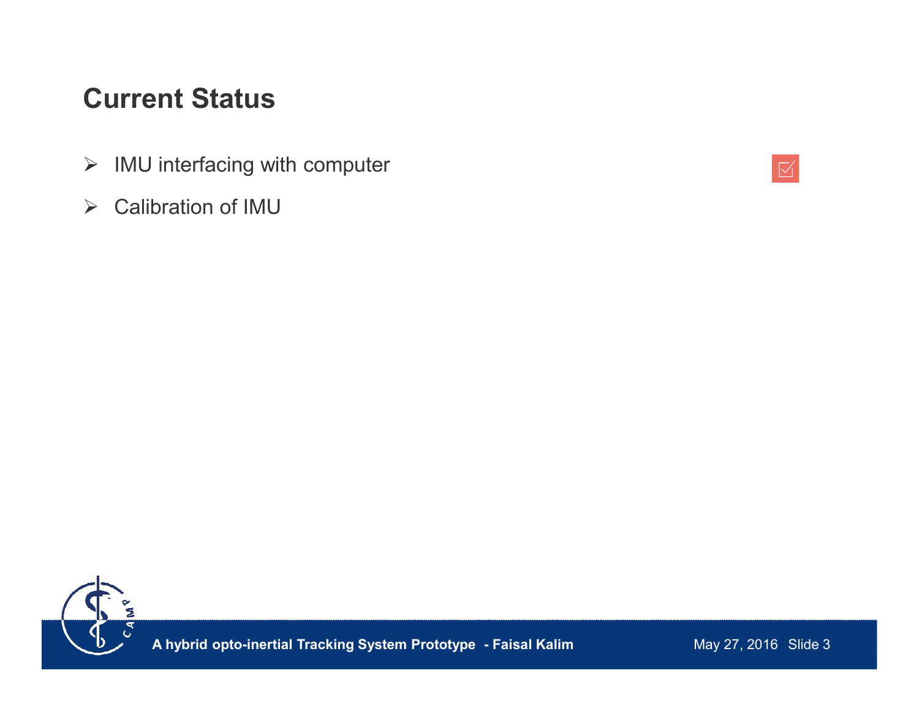# Current Status

- IMU interfacing with computer ☑
- Calibration of IMU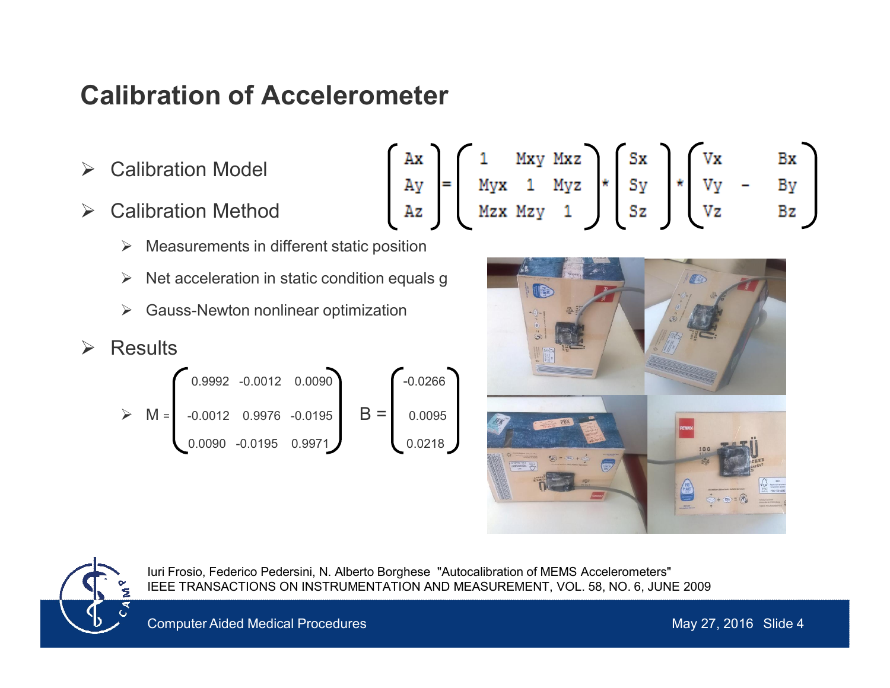# Calibration of Accelerometer

- Calibration Model

$$\begin{pmatrix} Ax \\ Ay \\ Az \end{pmatrix} = \begin{pmatrix} 1 & Mxy & Mxz \\ Myx & 1 & Myz \\ Mzx & Mzy & 1 \end{pmatrix} * \begin{pmatrix} Sx \\ Sy \\ Sz \end{pmatrix} * \begin{pmatrix} Vx & - & Bx \\ Vy & - & By \\ Vz & - & Bz \end{pmatrix}$$

- Calibration Method
  - Measurements in different static position
  - Net acceleration in static condition equals g
  - Gauss-Newton nonlinear optimization
- Results
  - $M = \begin{pmatrix} 0.9992 & -0.0012 & 0.0090 \\ -0.0012 & 0.9976 & -0.0195 \\ 0.0090 & -0.0195 & 0.9971 \end{pmatrix}$  $B = \begin{pmatrix} -0.0266 \\ 0.0095 \\ 0.0218 \end{pmatrix}$

Iuri Frosio, Federico Pedersini, N. Alberto Borghese "Autocalibration of MEMS Accelerometers" IEEE TRANSACTIONS ON INSTRUMENTATION AND MEASUREMENT, VOL. 58, NO. 6, JUNE 2009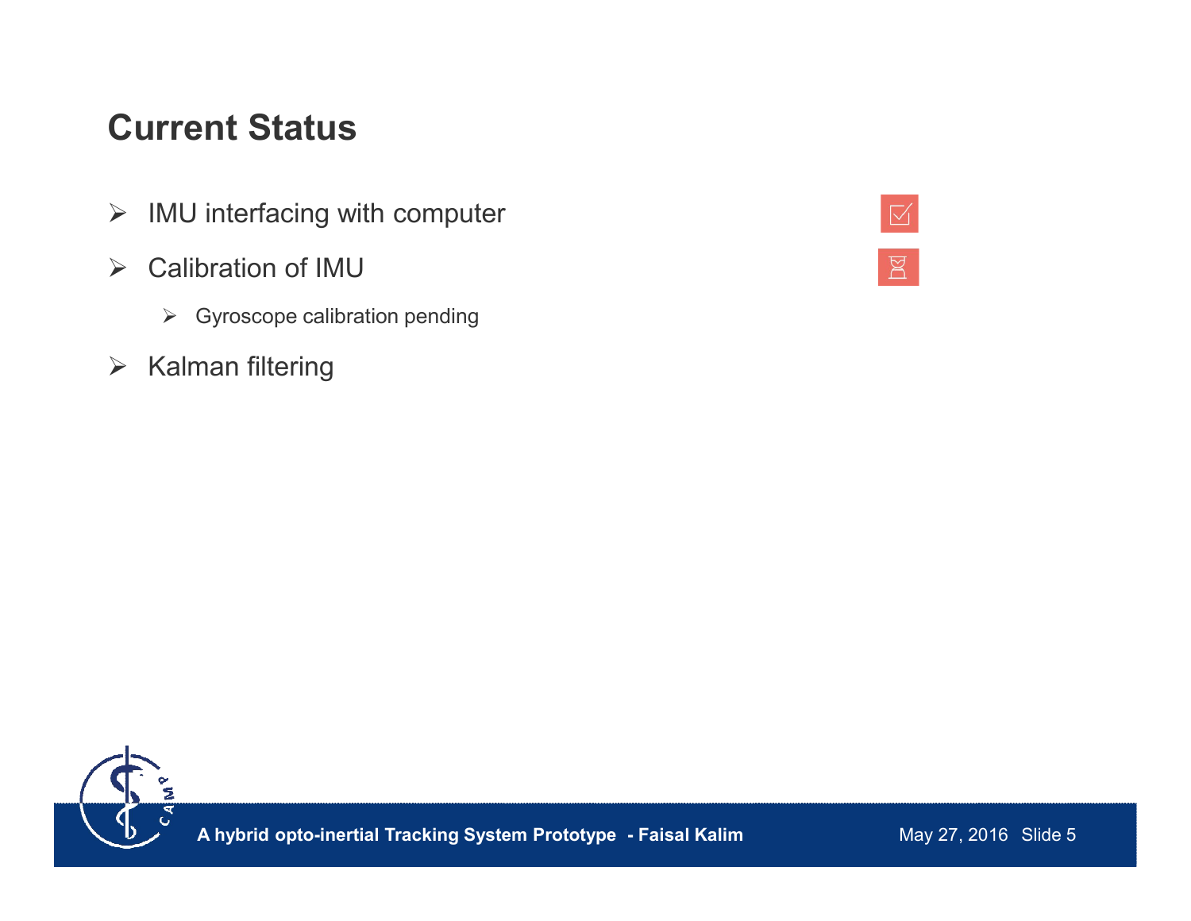## Current Status

- IMU interfacing with computer
- Calibration of IMU
  - Gyroscope calibration pending
- Kalman filtering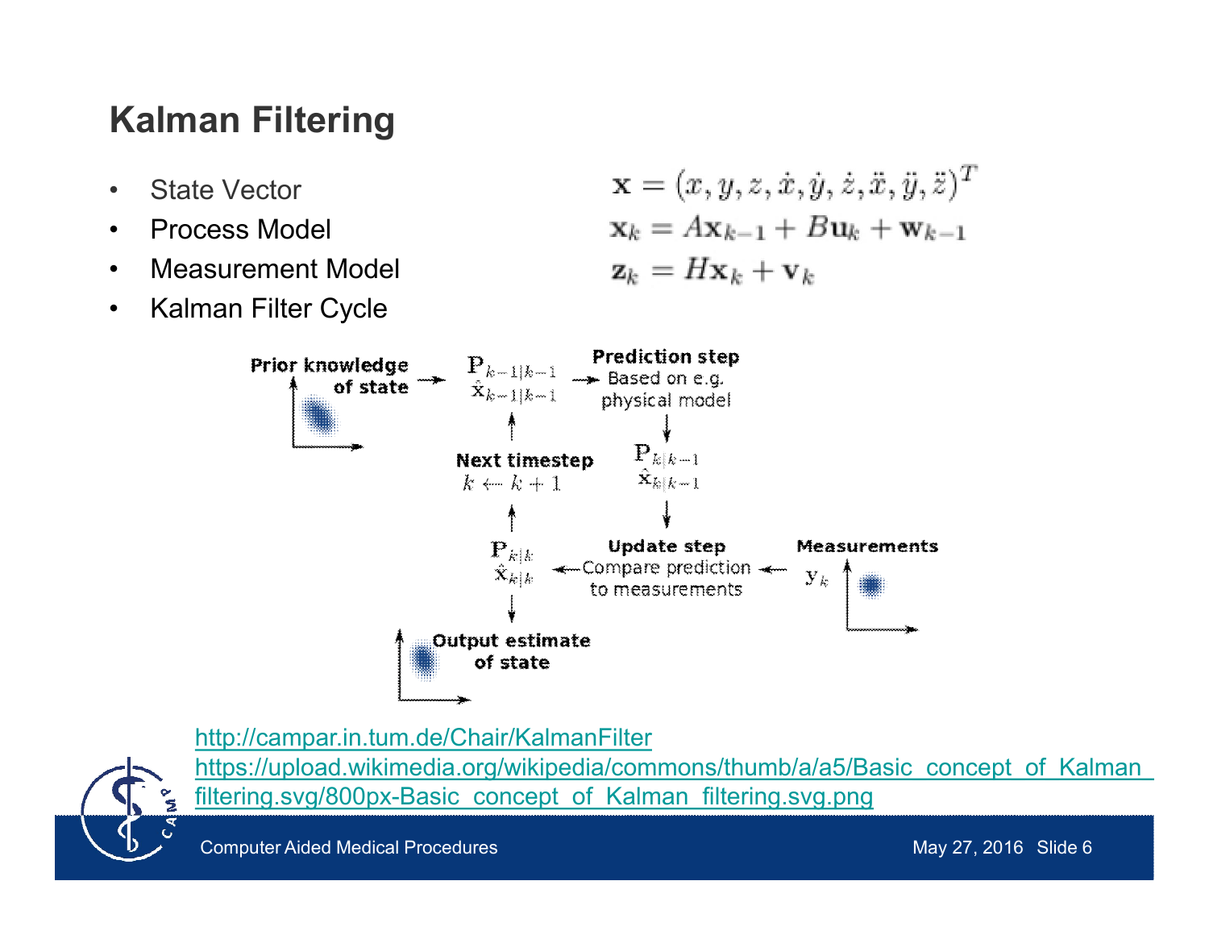# Kalman Filtering

- State Vector
- Process Model
- Measurement Model
- Kalman Filter Cycle

$$\mathbf{x} = (x, y, z, \dot{x}, \dot{y}, \dot{z}, \ddot{x}, \ddot{y}, \ddot{z})^T$$

$$\mathbf{x}_k = A\mathbf{x}_{k-1} + B\mathbf{u}_k + \mathbf{w}_{k-1}$$

$$\mathbf{z}_k = H\mathbf{x}_k + \mathbf{v}_k$$

**Prior knowledge of state** → $\mathbf{P}_{k-1|k-1}$, $\hat{\mathbf{x}}_{k-1|k-1}$ → **Prediction step** Based on e.g. physical model → $\mathbf{P}_{k|k-1}$, $\hat{\mathbf{x}}_{k|k-1}$ → **Update step** Compare prediction to measurements ← **Measurements** $\mathbf{y}_k$

**Update step** → $\mathbf{P}_{k|k}$, $\hat{\mathbf{x}}_{k|k}$ → **Output estimate of state**

$\mathbf{P}_{k|k}$, $\hat{\mathbf{x}}_{k|k}$ → **Next timestep** $k \leftarrow k+1$ → $\mathbf{P}_{k-1|k-1}$, $\hat{\mathbf{x}}_{k-1|k-1}$

http://campar.in.tum.de/Chair/KalmanFilter
https://upload.wikimedia.org/wikipedia/commons/thumb/a/a5/Basic_concept_of_Kalman_filtering.svg/800px-Basic_concept_of_Kalman_filtering.svg.png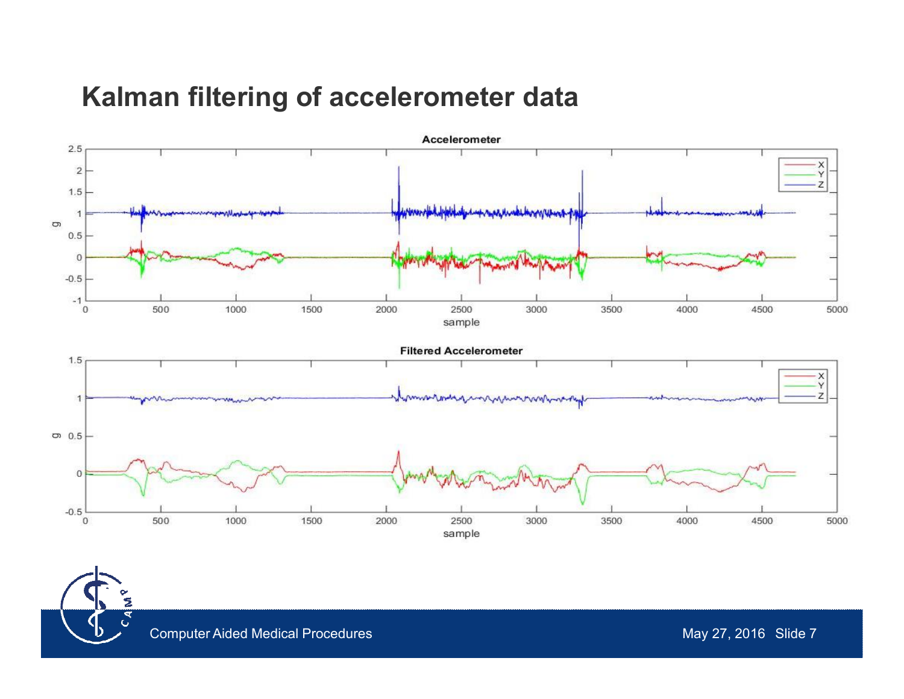# Kalman filtering of accelerometer data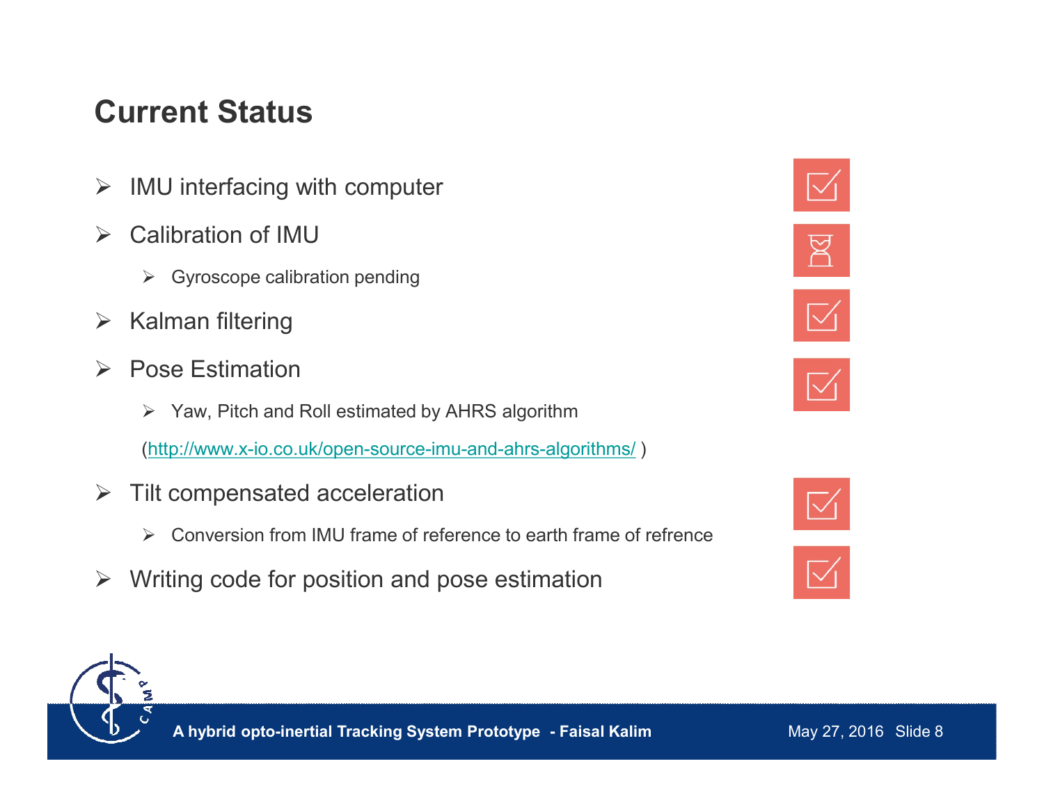# Current Status

- IMU interfacing with computer ☑
- Calibration of IMU ⌛
  - Gyroscope calibration pending
- Kalman filtering ☑
- Pose Estimation ☑
  - Yaw, Pitch and Roll estimated by AHRS algorithm

    (http://www.x-io.co.uk/open-source-imu-and-ahrs-algorithms/ )
- Tilt compensated acceleration ☑
  - Conversion from IMU frame of reference to earth frame of refrence
- Writing code for position and pose estimation ☑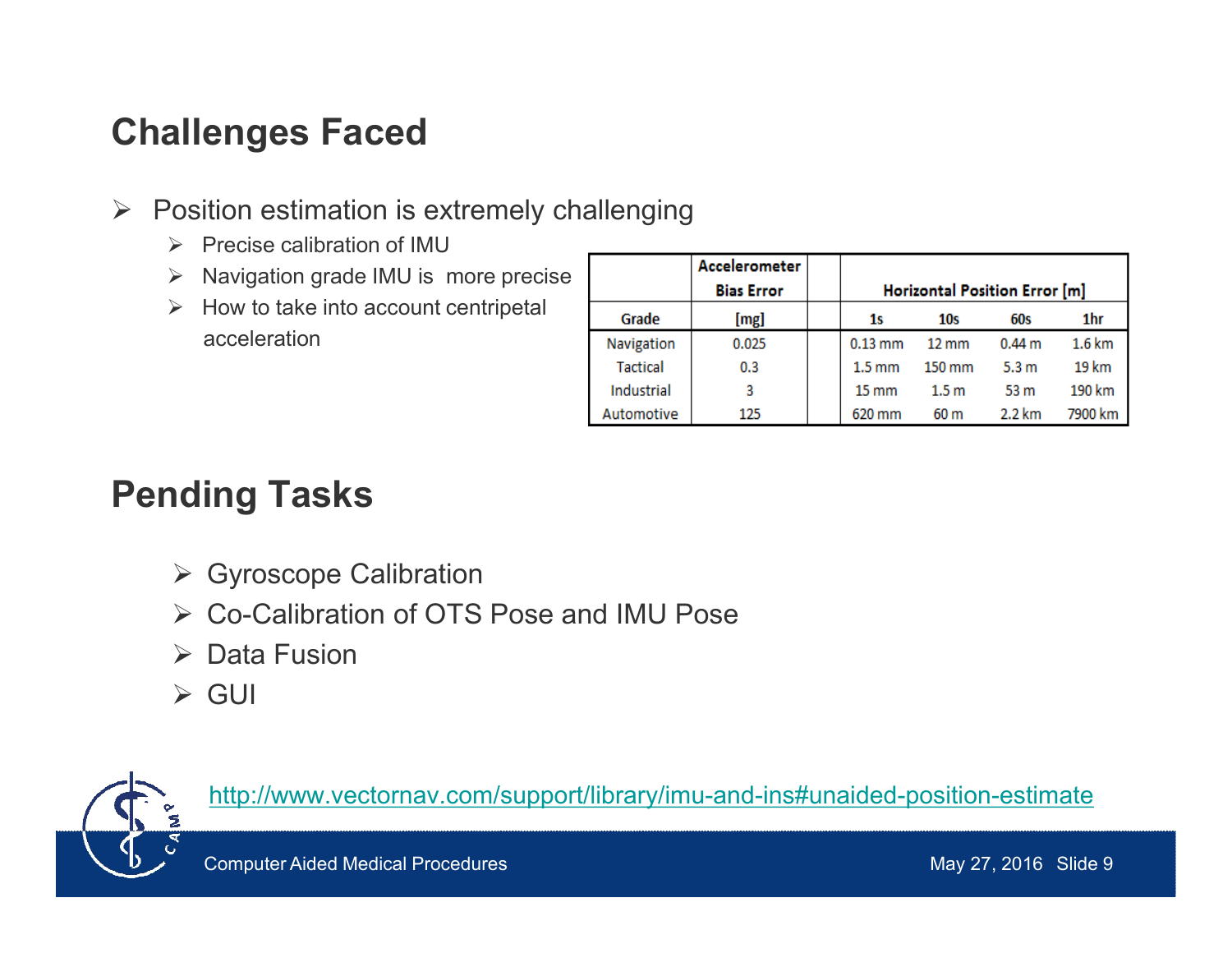## Challenges Faced

- Position estimation is extremely challenging
  - Precise calibration of IMU
  - Navigation grade IMU is more precise
  - How to take into account centripetal acceleration

| | Accelerometer Bias Error | | Horizontal Position Error [m] | | | |
|---|---|---|---|---|---|---|
| Grade | [mg] | | 1s | 10s | 60s | 1hr |
| Navigation | 0.025 | | 0.13 mm | 12 mm | 0.44 m | 1.6 km |
| Tactical | 0.3 | | 1.5 mm | 150 mm | 5.3 m | 19 km |
| Industrial | 3 | | 15 mm | 1.5 m | 53 m | 190 km |
| Automotive | 125 | | 620 mm | 60 m | 2.2 km | 7900 km |

## Pending Tasks

- Gyroscope Calibration
- Co-Calibration of OTS Pose and IMU Pose
- Data Fusion
- GUI

http://www.vectornav.com/support/library/imu-and-ins#unaided-position-estimate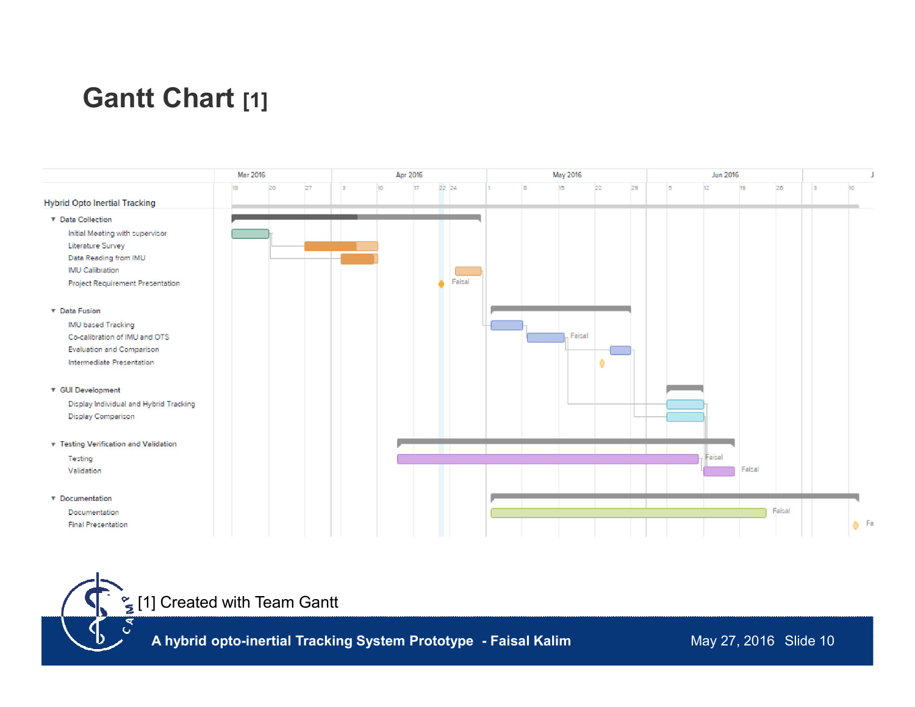# Gantt Chart [1]

**Hybrid Opto Inertial Tracking**

- Data Collection
  - Initial Meeting with supervisor
  - Literature Survey
  - Data Reading from IMU
  - IMU Calibration
  - Project Requirement Presentation
- Data Fusion
  - IMU based Tracking
  - Co-calibration of IMU and OTS
  - Evaluation and Comparison
  - Intermediate Presentation
- GUI Development
  - Display Individual and Hybrid Tracking
  - Display Comparison
- Testing Verification and Validation
  - Testing
  - Validation
- Documentation
  - Documentation
  - Final Presentation

[1] Created with Team Gantt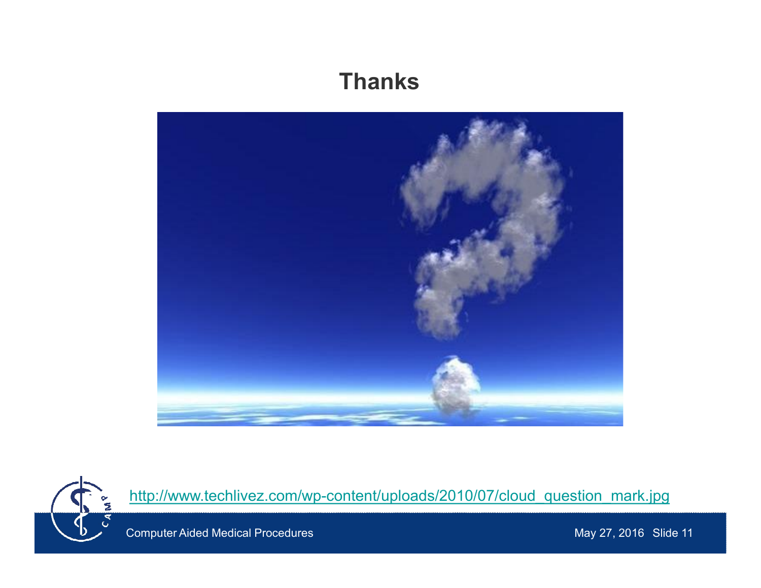# Thanks

http://www.techlivez.com/wp-content/uploads/2010/07/cloud_question_mark.jpg